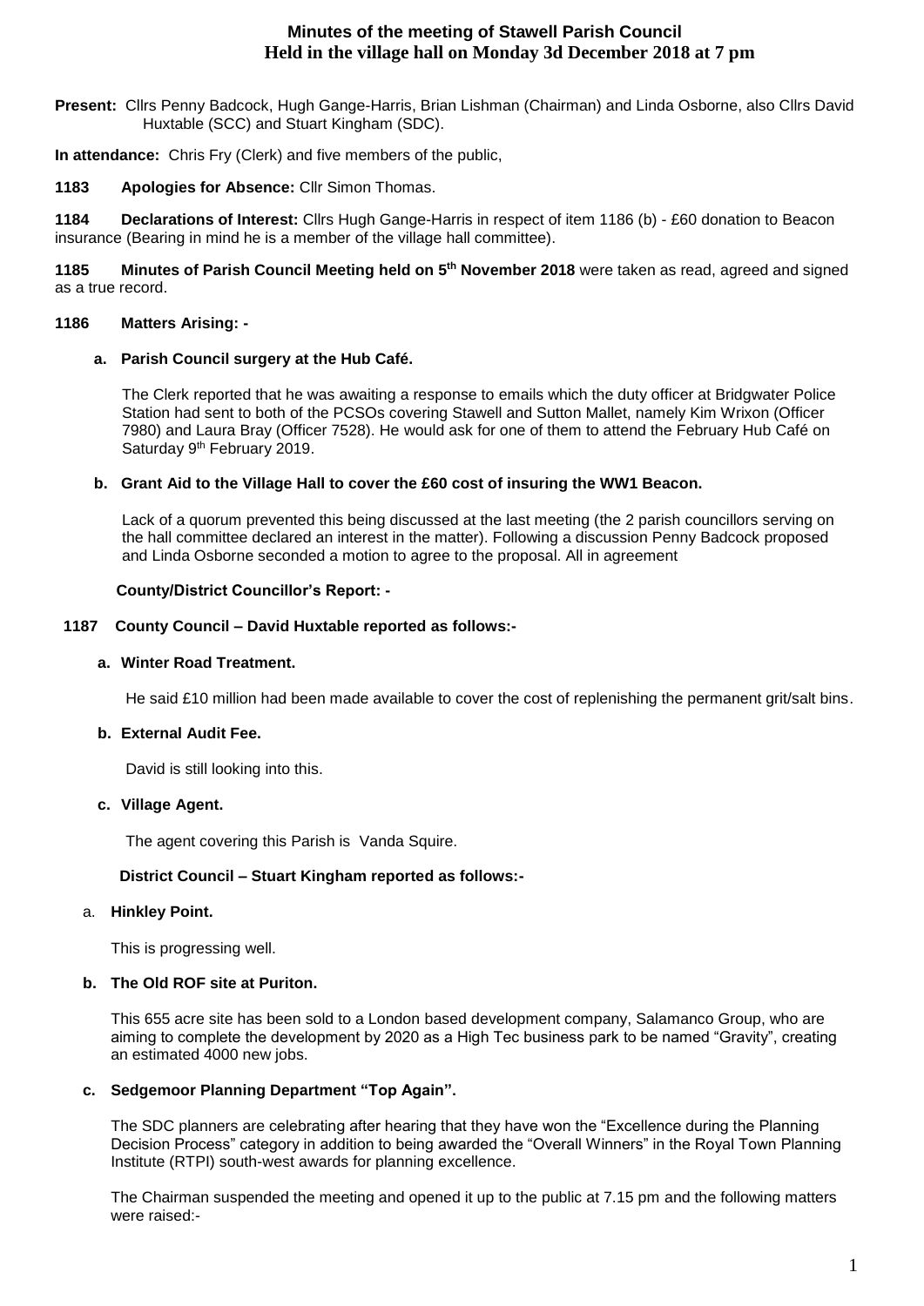# Minutes of the meeting of Stawell Parish Council
## Held in the village hall on Monday 3d December 2018 at 7 pm

**Present:** Cllrs Penny Badcock, Hugh Gange-Harris, Brian Lishman (Chairman) and Linda Osborne, also Cllrs David Huxtable (SCC) and Stuart Kingham (SDC).

**In attendance:** Chris Fry (Clerk) and five members of the public,

**1183 Apologies for Absence:** Cllr Simon Thomas.

**1184 Declarations of Interest:** Cllrs Hugh Gange-Harris in respect of item 1186 (b) - £60 donation to Beacon insurance (Bearing in mind he is a member of the village hall committee).

**1185 Minutes of Parish Council Meeting held on 5th November 2018** were taken as read, agreed and signed as a true record.

**1186 Matters Arising: -**

**a. Parish Council surgery at the Hub Café.**

The Clerk reported that he was awaiting a response to emails which the duty officer at Bridgwater Police Station had sent to both of the PCSOs covering Stawell and Sutton Mallet, namely Kim Wrixon (Officer 7980) and Laura Bray (Officer 7528). He would ask for one of them to attend the February Hub Café on Saturday 9th February 2019.

**b. Grant Aid to the Village Hall to cover the £60 cost of insuring the WW1 Beacon.**

Lack of a quorum prevented this being discussed at the last meeting (the 2 parish councillors serving on the hall committee declared an interest in the matter). Following a discussion Penny Badcock proposed and Linda Osborne seconded a motion to agree to the proposal. All in agreement

**County/District Councillor's Report: -**

**1187 County Council – David Huxtable reported as follows:-**

**a. Winter Road Treatment.**

He said £10 million had been made available to cover the cost of replenishing the permanent grit/salt bins.

**b. External Audit Fee.**

David is still looking into this.

**c. Village Agent.**

The agent covering this Parish is Vanda Squire.

**District Council – Stuart Kingham reported as follows:-**

a. **Hinkley Point.**

This is progressing well.

**b. The Old ROF site at Puriton.**

This 655 acre site has been sold to a London based development company, Salamanco Group, who are aiming to complete the development by 2020 as a High Tec business park to be named "Gravity", creating an estimated 4000 new jobs.

**c. Sedgemoor Planning Department "Top Again".**

The SDC planners are celebrating after hearing that they have won the "Excellence during the Planning Decision Process" category in addition to being awarded the "Overall Winners" in the Royal Town Planning Institute (RTPI) south-west awards for planning excellence.

The Chairman suspended the meeting and opened it up to the public at 7.15 pm and the following matters were raised:-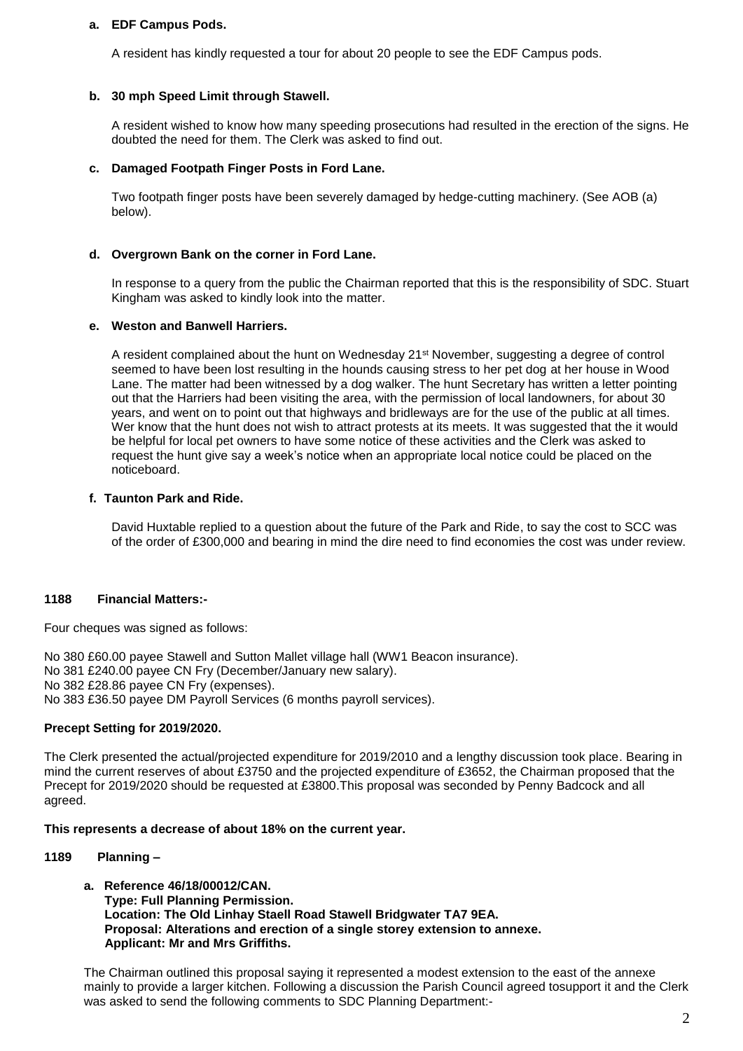**a. EDF Campus Pods.**

A resident has kindly requested a tour for about 20 people to see the EDF Campus pods.

**b. 30 mph Speed Limit through Stawell.**

A resident wished to know how many speeding prosecutions had resulted in the erection of the signs. He doubted the need for them. The Clerk was asked to find out.

**c. Damaged Footpath Finger Posts in Ford Lane.**

Two footpath finger posts have been severely damaged by hedge-cutting machinery. (See AOB (a) below).

**d. Overgrown Bank on the corner in Ford Lane.**

In response to a query from the public the Chairman reported that this is the responsibility of SDC. Stuart Kingham was asked to kindly look into the matter.

**e. Weston and Banwell Harriers.**

A resident complained about the hunt on Wednesday 21st November, suggesting a degree of control seemed to have been lost resulting in the hounds causing stress to her pet dog at her house in Wood Lane. The matter had been witnessed by a dog walker. The hunt Secretary has written a letter pointing out that the Harriers had been visiting the area, with the permission of local landowners, for about 30 years, and went on to point out that highways and bridleways are for the use of the public at all times. Wer know that the hunt does not wish to attract protests at its meets. It was suggested that the it would be helpful for local pet owners to have some notice of these activities and the Clerk was asked to request the hunt give say a week's notice when an appropriate local notice could be placed on the noticeboard.

**f. Taunton Park and Ride.**

David Huxtable replied to a question about the future of the Park and Ride, to say the cost to SCC was of the order of £300,000 and bearing in mind the dire need to find economies the cost was under review.

**1188 Financial Matters:-**

Four cheques was signed as follows:

No 380 £60.00 payee Stawell and Sutton Mallet village hall (WW1 Beacon insurance).
No 381 £240.00 payee CN Fry (December/January new salary).
No 382 £28.86 payee CN Fry (expenses).
No 383 £36.50 payee DM Payroll Services (6 months payroll services).

**Precept Setting for 2019/2020.**

The Clerk presented the actual/projected expenditure for 2019/2010 and a lengthy discussion took place. Bearing in mind the current reserves of about £3750 and the projected expenditure of £3652, the Chairman proposed that the Precept for 2019/2020 should be requested at £3800.This proposal was seconded by Penny Badcock and all agreed.

**This represents a decrease of about 18% on the current year.**

**1189 Planning –**

**a. Reference 46/18/00012/CAN.**
**Type: Full Planning Permission.**
**Location: The Old Linhay Staell Road Stawell Bridgwater TA7 9EA.**
**Proposal: Alterations and erection of a single storey extension to annexe.**
**Applicant: Mr and Mrs Griffiths.**

The Chairman outlined this proposal saying it represented a modest extension to the east of the annexe mainly to provide a larger kitchen. Following a discussion the Parish Council agreed tosupport it and the Clerk was asked to send the following comments to SDC Planning Department:-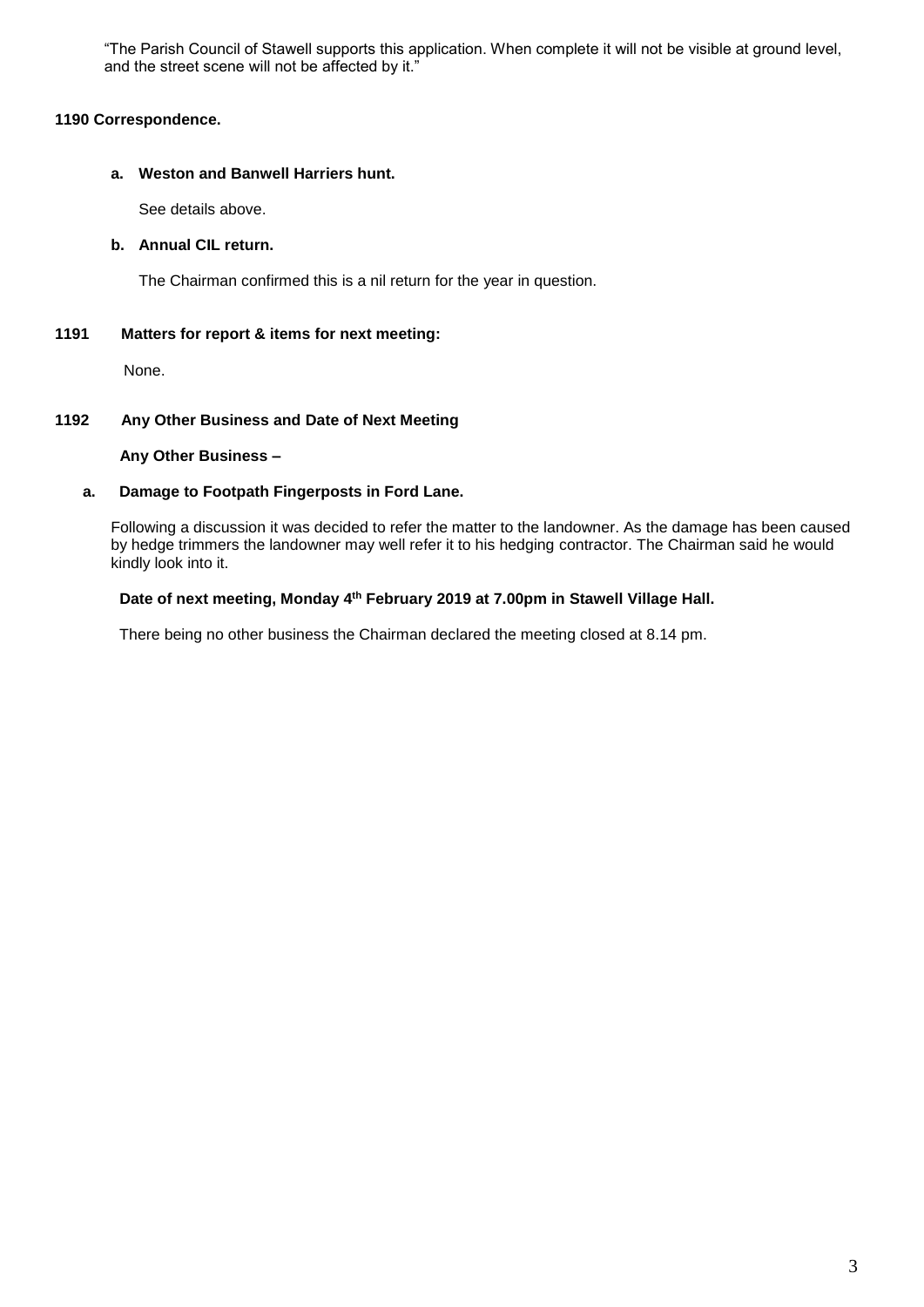"The Parish Council of Stawell supports this application. When complete it will not be visible at ground level, and the street scene will not be affected by it."

**1190 Correspondence.**

**a. Weston and Banwell Harriers hunt.**

See details above.

**b. Annual CIL return.**

The Chairman confirmed this is a nil return for the year in question.

**1191 Matters for report & items for next meeting:**

None.

**1192 Any Other Business and Date of Next Meeting**

**Any Other Business –**

**a. Damage to Footpath Fingerposts in Ford Lane.**

Following a discussion it was decided to refer the matter to the landowner. As the damage has been caused by hedge trimmers the landowner may well refer it to his hedging contractor. The Chairman said he would kindly look into it.

**Date of next meeting, Monday 4th February 2019 at 7.00pm in Stawell Village Hall.**

There being no other business the Chairman declared the meeting closed at 8.14 pm.